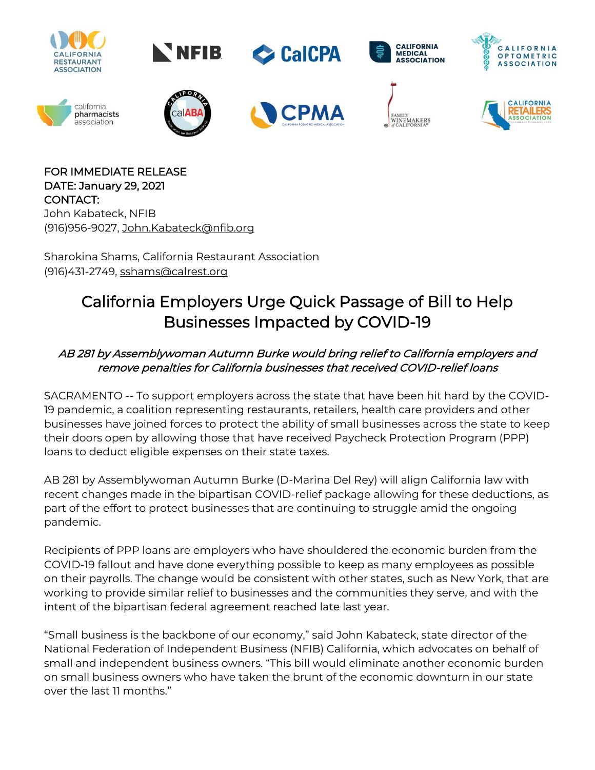FOR IMMEDIATE RELEASE
DATE: January 29, 2021
CONTACT:
John Kabateck, NFIB
(916)956-9027, John.Kabateck@nfib.org

Sharokina Shams, California Restaurant Association
(916)431-2749, sshams@calrest.org

# California Employers Urge Quick Passage of Bill to Help Businesses Impacted by COVID-19

*AB 281 by Assemblywoman Autumn Burke would bring relief to California employers and remove penalties for California businesses that received COVID-relief loans*

SACRAMENTO -- To support employers across the state that have been hit hard by the COVID-19 pandemic, a coalition representing restaurants, retailers, health care providers and other businesses have joined forces to protect the ability of small businesses across the state to keep their doors open by allowing those that have received Paycheck Protection Program (PPP) loans to deduct eligible expenses on their state taxes.

AB 281 by Assemblywoman Autumn Burke (D-Marina Del Rey) will align California law with recent changes made in the bipartisan COVID-relief package allowing for these deductions, as part of the effort to protect businesses that are continuing to struggle amid the ongoing pandemic.

Recipients of PPP loans are employers who have shouldered the economic burden from the COVID-19 fallout and have done everything possible to keep as many employees as possible on their payrolls. The change would be consistent with other states, such as New York, that are working to provide similar relief to businesses and the communities they serve, and with the intent of the bipartisan federal agreement reached late last year.

"Small business is the backbone of our economy," said John Kabateck, state director of the National Federation of Independent Business (NFIB) California, which advocates on behalf of small and independent business owners. "This bill would eliminate another economic burden on small business owners who have taken the brunt of the economic downturn in our state over the last 11 months."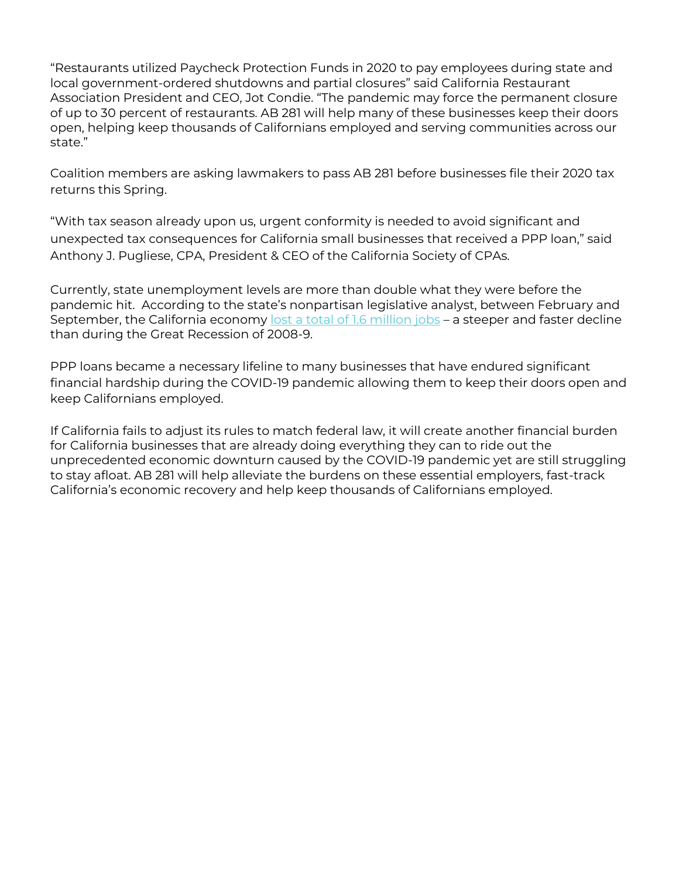"Restaurants utilized Paycheck Protection Funds in 2020 to pay employees during state and local government-ordered shutdowns and partial closures" said California Restaurant Association President and CEO, Jot Condie. "The pandemic may force the permanent closure of up to 30 percent of restaurants. AB 281 will help many of these businesses keep their doors open, helping keep thousands of Californians employed and serving communities across our state."

Coalition members are asking lawmakers to pass AB 281 before businesses file their 2020 tax returns this Spring.

"With tax season already upon us, urgent conformity is needed to avoid significant and unexpected tax consequences for California small businesses that received a PPP loan," said Anthony J. Pugliese, CPA, President & CEO of the California Society of CPAs.

Currently, state unemployment levels are more than double what they were before the pandemic hit. According to the state's nonpartisan legislative analyst, between February and September, the California economy lost a total of 1.6 million jobs – a steeper and faster decline than during the Great Recession of 2008-9.

PPP loans became a necessary lifeline to many businesses that have endured significant financial hardship during the COVID-19 pandemic allowing them to keep their doors open and keep Californians employed.

If California fails to adjust its rules to match federal law, it will create another financial burden for California businesses that are already doing everything they can to ride out the unprecedented economic downturn caused by the COVID-19 pandemic yet are still struggling to stay afloat. AB 281 will help alleviate the burdens on these essential employers, fast-track California's economic recovery and help keep thousands of Californians employed.